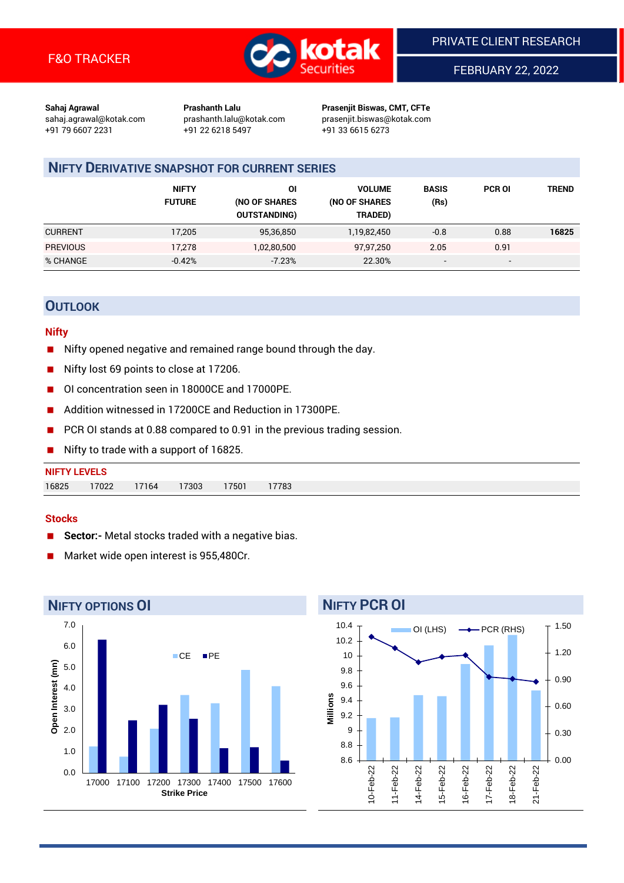F&O TRACKER

PRIVATE CLIENT RESEARCH

FEBRUARY 22, 2022

**Sahaj Agrawal**
sahaj.agrawal@kotak.com
+91 79 6607 2231

**Prashanth Lalu**
prashanth.lalu@kotak.com
+91 22 6218 5497

**Prasenjit Biswas, CMT, CFTe**
prasenjit.biswas@kotak.com
+91 33 6615 6273

## NIFTY DERIVATIVE SNAPSHOT FOR CURRENT SERIES

| | NIFTY FUTURE | OI (NO OF SHARES OUTSTANDING) | VOLUME (NO OF SHARES TRADED) | BASIS (Rs) | PCR OI | TREND |
|---|---|---|---|---|---|---|
| CURRENT | 17,205 | 95,36,850 | 1,19,82,450 | -0.8 | 0.88 | **16825** |
| PREVIOUS | 17,278 | 1,02,80,500 | 97,97,250 | 2.05 | 0.91 | |
| % CHANGE | -0.42% | -7.23% | 22.30% | - | - | |

## OUTLOOK

### Nifty

- Nifty opened negative and remained range bound through the day.
- Nifty lost 69 points to close at 17206.
- OI concentration seen in 18000CE and 17000PE.
- Addition witnessed in 17200CE and Reduction in 17300PE.
- PCR OI stands at 0.88 compared to 0.91 in the previous trading session.
- Nifty to trade with a support of 16825.

**NIFTY LEVELS**

| 16825 | 17022 | 17164 | 17303 | 17501 | 17783 |
|---|---|---|---|---|---|

### Stocks

- **Sector:-** Metal stocks traded with a negative bias.
- Market wide open interest is 955,480Cr.

## NIFTY OPTIONS OI

| Strike Price | CE (Open Interest, mn) | PE (Open Interest, mn) |
|---|---|---|
| 17000 | 1.2 | 6.3 |
| 17100 | 0.7 | 2.5 |
| 17200 | 2.1 | 3.2 |
| 17300 | 3.7 | 2.5 |
| 17400 | 3.3 | 1.1 |
| 17500 | 4.9 | 1.2 |
| 17600 | 4.1 | 0.6 |

## NIFTY PCR OI

| Date | OI (LHS, Millions) | PCR (RHS) |
|---|---|---|
| 10-Feb-22 | 9.17 | 1.24 |
| 11-Feb-22 | 9.18 | 1.13 |
| 14-Feb-22 | 9.47 | 0.98 |
| 15-Feb-22 | 9.46 | 1.04 |
| 16-Feb-22 | 9.89 | 1.05 |
| 17-Feb-22 | 10.14 | 0.91 |
| 18-Feb-22 | 10.28 | 0.91 |
| 21-Feb-22 | 9.54 | 0.88 |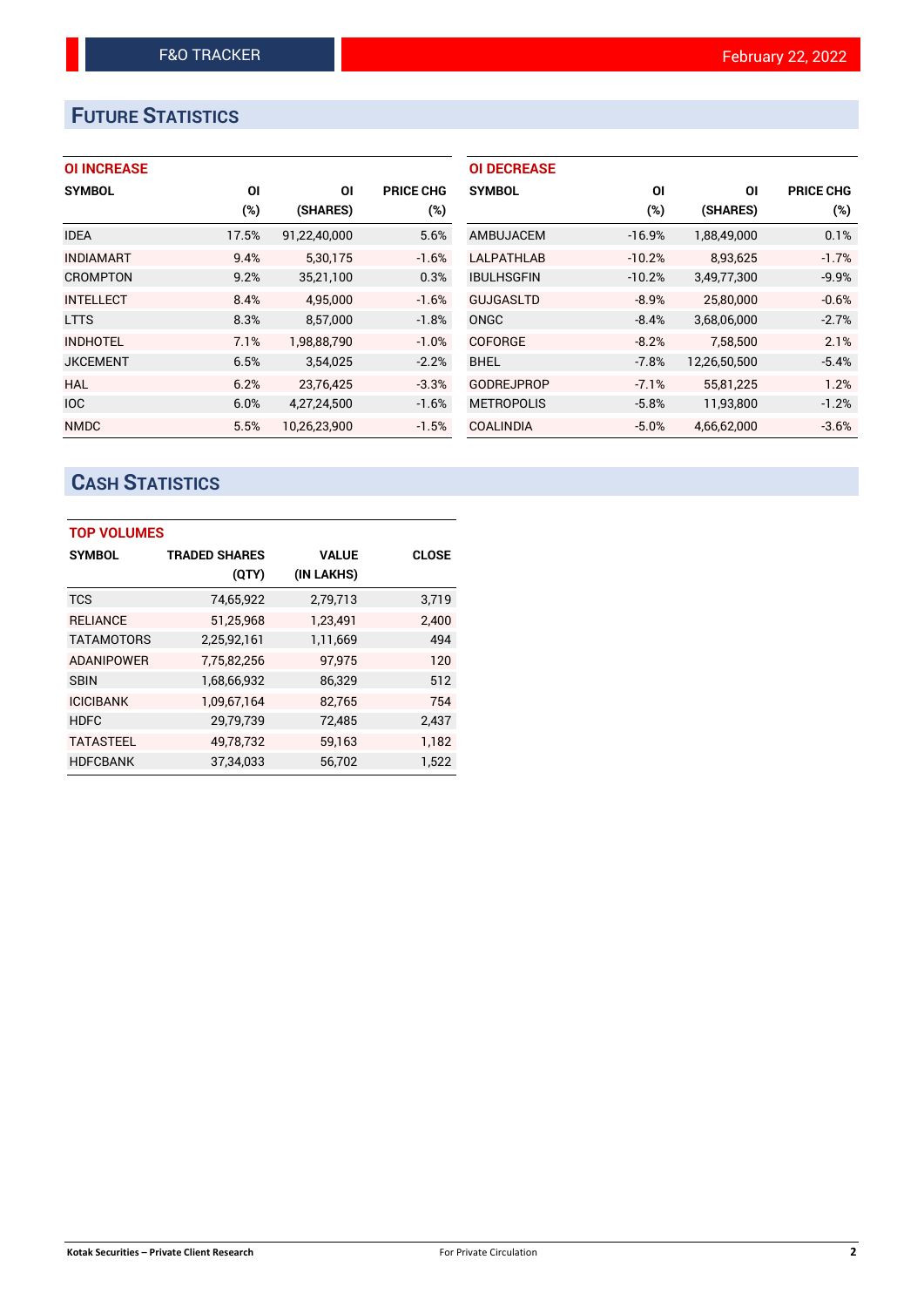## FUTURE STATISTICS

**OI INCREASE**

| SYMBOL | OI (%) | OI (SHARES) | PRICE CHG (%) |
|---|---|---|---|
| IDEA | 17.5% | 91,22,40,000 | 5.6% |
| INDIAMART | 9.4% | 5,30,175 | -1.6% |
| CROMPTON | 9.2% | 35,21,100 | 0.3% |
| INTELLECT | 8.4% | 4,95,000 | -1.6% |
| LTTS | 8.3% | 8,57,000 | -1.8% |
| INDHOTEL | 7.1% | 1,98,88,790 | -1.0% |
| JKCEMENT | 6.5% | 3,54,025 | -2.2% |
| HAL | 6.2% | 23,76,425 | -3.3% |
| IOC | 6.0% | 4,27,24,500 | -1.6% |
| NMDC | 5.5% | 10,26,23,900 | -1.5% |

**OI DECREASE**

| SYMBOL | OI (%) | OI (SHARES) | PRICE CHG (%) |
|---|---|---|---|
| AMBUJACEM | -16.9% | 1,88,49,000 | 0.1% |
| LALPATHLAB | -10.2% | 8,93,625 | -1.7% |
| IBULHSGFIN | -10.2% | 3,49,77,300 | -9.9% |
| GUJGASLTD | -8.9% | 25,80,000 | -0.6% |
| ONGC | -8.4% | 3,68,06,000 | -2.7% |
| COFORGE | -8.2% | 7,58,500 | 2.1% |
| BHEL | -7.8% | 12,26,50,500 | -5.4% |
| GODREJPROP | -7.1% | 55,81,225 | 1.2% |
| METROPOLIS | -5.8% | 11,93,800 | -1.2% |
| COALINDIA | -5.0% | 4,66,62,000 | -3.6% |

## CASH STATISTICS

**TOP VOLUMES**

| SYMBOL | TRADED SHARES (QTY) | VALUE (IN LAKHS) | CLOSE |
|---|---|---|---|
| TCS | 74,65,922 | 2,79,713 | 3,719 |
| RELIANCE | 51,25,968 | 1,23,491 | 2,400 |
| TATAMOTORS | 2,25,92,161 | 1,11,669 | 494 |
| ADANIPOWER | 7,75,82,256 | 97,975 | 120 |
| SBIN | 1,68,66,932 | 86,329 | 512 |
| ICICIBANK | 1,09,67,164 | 82,765 | 754 |
| HDFC | 29,79,739 | 72,485 | 2,437 |
| TATASTEEL | 49,78,732 | 59,163 | 1,182 |
| HDFCBANK | 37,34,033 | 56,702 | 1,522 |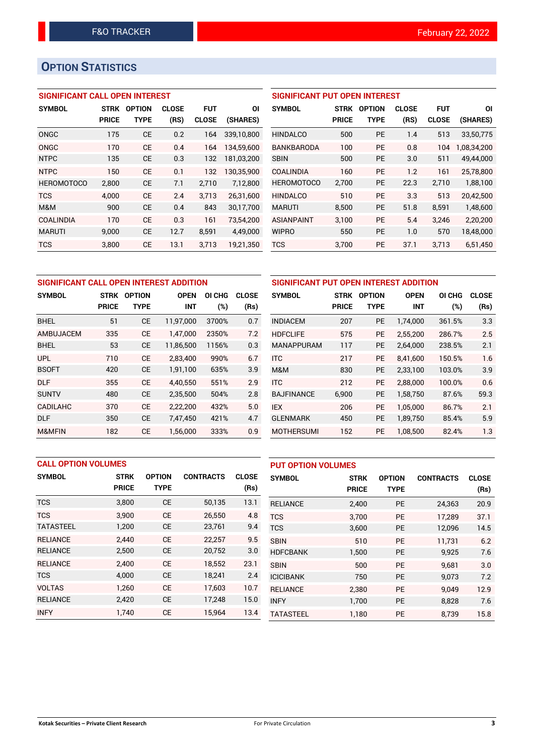## OPTION STATISTICS

### SIGNIFICANT CALL OPEN INTEREST

| SYMBOL | STRK PRICE | OPTION TYPE | CLOSE (RS) | FUT CLOSE | OI (SHARES) |
|---|---|---|---|---|---|
| ONGC | 175 | CE | 0.2 | 164 | 339,10,800 |
| ONGC | 170 | CE | 0.4 | 164 | 134,59,600 |
| NTPC | 135 | CE | 0.3 | 132 | 181,03,200 |
| NTPC | 150 | CE | 0.1 | 132 | 130,35,900 |
| HEROMOTOCO | 2,800 | CE | 7.1 | 2,710 | 7,12,800 |
| TCS | 4,000 | CE | 2.4 | 3,713 | 26,31,600 |
| M&M | 900 | CE | 0.4 | 843 | 30,17,700 |
| COALINDIA | 170 | CE | 0.3 | 161 | 73,54,200 |
| MARUTI | 9,000 | CE | 12.7 | 8,591 | 4,49,000 |
| TCS | 3,800 | CE | 13.1 | 3,713 | 19,21,350 |

### SIGNIFICANT PUT OPEN INTEREST

| SYMBOL | STRK PRICE | OPTION TYPE | CLOSE (RS) | FUT CLOSE | OI (SHARES) |
|---|---|---|---|---|---|
| HINDALCO | 500 | PE | 1.4 | 513 | 33,50,775 |
| BANKBARODA | 100 | PE | 0.8 | 104 | 1,08,34,200 |
| SBIN | 500 | PE | 3.0 | 511 | 49,44,000 |
| COALINDIA | 160 | PE | 1.2 | 161 | 25,78,800 |
| HEROMOTOCO | 2,700 | PE | 22.3 | 2,710 | 1,88,100 |
| HINDALCO | 510 | PE | 3.3 | 513 | 20,42,500 |
| MARUTI | 8,500 | PE | 51.8 | 8,591 | 1,48,600 |
| ASIANPAINT | 3,100 | PE | 5.4 | 3,246 | 2,20,200 |
| WIPRO | 550 | PE | 1.0 | 570 | 18,48,000 |
| TCS | 3,700 | PE | 37.1 | 3,713 | 6,51,450 |

### SIGNIFICANT CALL OPEN INTEREST ADDITION

| SYMBOL | STRK PRICE | OPTION TYPE | OPEN INT | OI CHG (%) | CLOSE (Rs) |
|---|---|---|---|---|---|
| BHEL | 51 | CE | 11,97,000 | 3700% | 0.7 |
| AMBUJACEM | 335 | CE | 1,47,000 | 2350% | 7.2 |
| BHEL | 53 | CE | 11,86,500 | 1156% | 0.3 |
| UPL | 710 | CE | 2,83,400 | 990% | 6.7 |
| BSOFT | 420 | CE | 1,91,100 | 635% | 3.9 |
| DLF | 355 | CE | 4,40,550 | 551% | 2.9 |
| SUNTV | 480 | CE | 2,35,500 | 504% | 2.8 |
| CADILAHC | 370 | CE | 2,22,200 | 432% | 5.0 |
| DLF | 350 | CE | 7,47,450 | 421% | 4.7 |
| M&MFIN | 182 | CE | 1,56,000 | 333% | 0.9 |

### SIGNIFICANT PUT OPEN INTEREST ADDITION

| SYMBOL | STRK PRICE | OPTION TYPE | OPEN INT | OI CHG (%) | CLOSE (Rs) |
|---|---|---|---|---|---|
| INDIACEM | 207 | PE | 1,74,000 | 361.5% | 3.3 |
| HDFCLIFE | 575 | PE | 2,55,200 | 286.7% | 2.5 |
| MANAPPURAM | 117 | PE | 2,64,000 | 238.5% | 2.1 |
| ITC | 217 | PE | 8,41,600 | 150.5% | 1.6 |
| M&M | 830 | PE | 2,33,100 | 103.0% | 3.9 |
| ITC | 212 | PE | 2,88,000 | 100.0% | 0.6 |
| BAJFINANCE | 6,900 | PE | 1,58,750 | 87.6% | 59.3 |
| IEX | 206 | PE | 1,05,000 | 86.7% | 2.1 |
| GLENMARK | 450 | PE | 1,89,750 | 85.4% | 5.9 |
| MOTHERSUMI | 152 | PE | 1,08,500 | 82.4% | 1.3 |

### CALL OPTION VOLUMES

| SYMBOL | STRK PRICE | OPTION TYPE | CONTRACTS | CLOSE (Rs) |
|---|---|---|---|---|
| TCS | 3,800 | CE | 50,135 | 13.1 |
| TCS | 3,900 | CE | 26,550 | 4.8 |
| TATASTEEL | 1,200 | CE | 23,761 | 9.4 |
| RELIANCE | 2,440 | CE | 22,257 | 9.5 |
| RELIANCE | 2,500 | CE | 20,752 | 3.0 |
| RELIANCE | 2,400 | CE | 18,552 | 23.1 |
| TCS | 4,000 | CE | 18,241 | 2.4 |
| VOLTAS | 1,260 | CE | 17,603 | 10.7 |
| RELIANCE | 2,420 | CE | 17,248 | 15.0 |
| INFY | 1,740 | CE | 15,964 | 13.4 |

### PUT OPTION VOLUMES

| SYMBOL | STRK PRICE | OPTION TYPE | CONTRACTS | CLOSE (Rs) |
|---|---|---|---|---|
| RELIANCE | 2,400 | PE | 24,363 | 20.9 |
| TCS | 3,700 | PE | 17,289 | 37.1 |
| TCS | 3,600 | PE | 12,096 | 14.5 |
| SBIN | 510 | PE | 11,731 | 6.2 |
| HDFCBANK | 1,500 | PE | 9,925 | 7.6 |
| SBIN | 500 | PE | 9,681 | 3.0 |
| ICICIBANK | 750 | PE | 9,073 | 7.2 |
| RELIANCE | 2,380 | PE | 9,049 | 12.9 |
| INFY | 1,700 | PE | 8,828 | 7.6 |
| TATASTEEL | 1,180 | PE | 8,739 | 15.8 |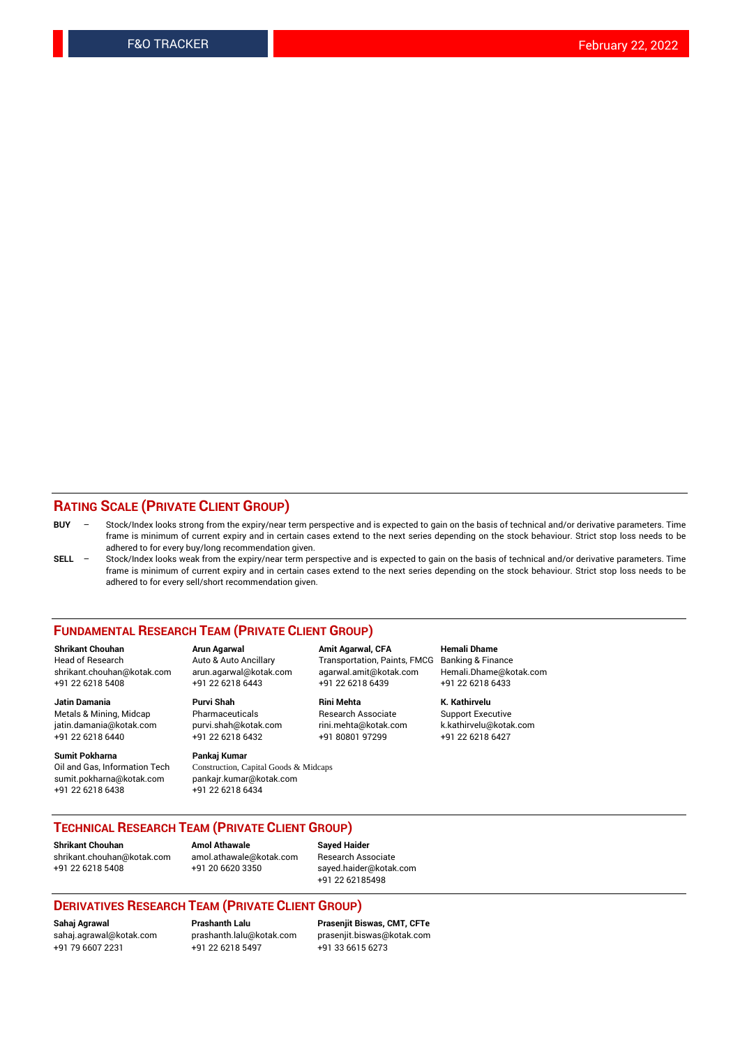## RATING SCALE (PRIVATE CLIENT GROUP)

**BUY** – Stock/Index looks strong from the expiry/near term perspective and is expected to gain on the basis of technical and/or derivative parameters. Time frame is minimum of current expiry and in certain cases extend to the next series depending on the stock behaviour. Strict stop loss needs to be adhered to for every buy/long recommendation given.

**SELL** – Stock/Index looks weak from the expiry/near term perspective and is expected to gain on the basis of technical and/or derivative parameters. Time frame is minimum of current expiry and in certain cases extend to the next series depending on the stock behaviour. Strict stop loss needs to be adhered to for every sell/short recommendation given.

## FUNDAMENTAL RESEARCH TEAM (PRIVATE CLIENT GROUP)

**Shrikant Chouhan**
Head of Research
shrikant.chouhan@kotak.com
+91 22 6218 5408

**Arun Agarwal**
Auto & Auto Ancillary
arun.agarwal@kotak.com
+91 22 6218 6443

**Amit Agarwal, CFA**
Transportation, Paints, FMCG
agarwal.amit@kotak.com
+91 22 6218 6439

**Hemali Dhame**
Banking & Finance
Hemali.Dhame@kotak.com
+91 22 6218 6433

**Jatin Damania**
Metals & Mining, Midcap
jatin.damania@kotak.com
+91 22 6218 6440

**Purvi Shah**
Pharmaceuticals
purvi.shah@kotak.com
+91 22 6218 6432

**Rini Mehta**
Research Associate
rini.mehta@kotak.com
+91 80801 97299

**K. Kathirvelu**
Support Executive
k.kathirvelu@kotak.com
+91 22 6218 6427

**Sumit Pokharna**
Oil and Gas, Information Tech
sumit.pokharna@kotak.com
+91 22 6218 6438

**Pankaj Kumar**
Construction, Capital Goods & Midcaps
pankajr.kumar@kotak.com
+91 22 6218 6434

## TECHNICAL RESEARCH TEAM (PRIVATE CLIENT GROUP)

**Shrikant Chouhan**
shrikant.chouhan@kotak.com
+91 22 6218 5408

**Amol Athawale**
amol.athawale@kotak.com
+91 20 6620 3350

**Sayed Haider**
Research Associate
sayed.haider@kotak.com
+91 22 62185498

## DERIVATIVES RESEARCH TEAM (PRIVATE CLIENT GROUP)

**Sahaj Agrawal**
sahaj.agrawal@kotak.com
+91 79 6607 2231

**Prashanth Lalu**
prashanth.lalu@kotak.com
+91 22 6218 5497

**Prasenjit Biswas, CMT, CFTe**
prasenjit.biswas@kotak.com
+91 33 6615 6273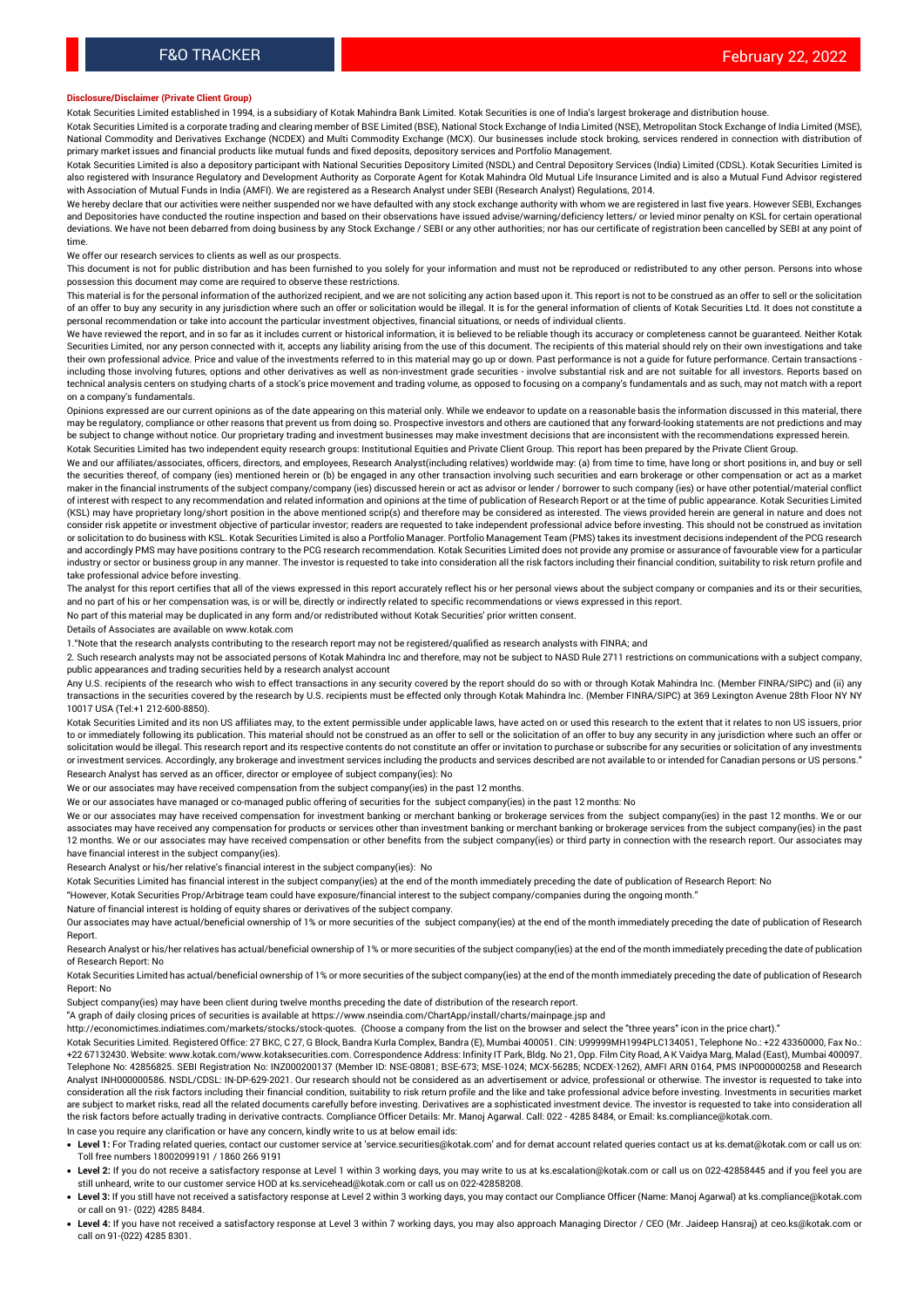#### Disclosure/Disclaimer (Private Client Group)

Kotak Securities Limited established in 1994, is a subsidiary of Kotak Mahindra Bank Limited. Kotak Securities is one of India's largest brokerage and distribution house.

Kotak Securities Limited is a corporate trading and clearing member of BSE Limited (BSE), National Stock Exchange of India Limited (NSE), Metropolitan Stock Exchange of India Limited (MSE), National Commodity and Derivatives Exchange (NCDEX) and Multi Commodity Exchange (MCX). Our businesses include stock broking, services rendered in connection with distribution of primary market issues and financial products like mutual funds and fixed deposits, depository services and Portfolio Management.

Kotak Securities Limited is also a depository participant with National Securities Depository Limited (NSDL) and Central Depository Services (India) Limited (CDSL). Kotak Securities Limited is also registered with Insurance Regulatory and Development Authority as Corporate Agent for Kotak Mahindra Old Mutual Life Insurance Limited and is also a Mutual Fund Advisor registered with Association of Mutual Funds in India (AMFI). We are registered as a Research Analyst under SEBI (Research Analyst) Regulations, 2014.

We hereby declare that our activities were neither suspended nor we have defaulted with any stock exchange authority with whom we are registered in last five years. However SEBI, Exchanges and Depositories have conducted the routine inspection and based on their observations have issued advise/warning/deficiency letters/ or levied minor penalty on KSL for certain operational deviations. We have not been debarred from doing business by any Stock Exchange / SEBI or any other authorities; nor has our certificate of registration been cancelled by SEBI at any point of time.

We offer our research services to clients as well as our prospects.

This document is not for public distribution and has been furnished to you solely for your information and must not be reproduced or redistributed to any other person. Persons into whose possession this document may come are required to observe these restrictions.

This material is for the personal information of the authorized recipient, and we are not soliciting any action based upon it. This report is not to be construed as an offer to sell or the solicitation of an offer to buy any security in any jurisdiction where such an offer or solicitation would be illegal. It is for the general information of clients of Kotak Securities Ltd. It does not constitute a personal recommendation or take into account the particular investment objectives, financial situations, or needs of individual clients.

We have reviewed the report, and in so far as it includes current or historical information, it is believed to be reliable though its accuracy or completeness cannot be guaranteed. Neither Kotak Securities Limited, nor any person connected with it, accepts any liability arising from the use of this document. The recipients of this material should rely on their own investigations and take their own professional advice. Price and value of the investments referred to in this material may go up or down. Past performance is not a guide for future performance. Certain transactions - including those involving futures, options and other derivatives as well as non-investment grade securities - involve substantial risk and are not suitable for all investors. Reports based on technical analysis centers on studying charts of a stock's price movement and trading volume, as opposed to focusing on a company's fundamentals and as such, may not match with a report on a company's fundamentals.

Opinions expressed are our current opinions as of the date appearing on this material only. While we endeavor to update on a reasonable basis the information discussed in this material, there may be regulatory, compliance or other reasons that prevent us from doing so. Prospective investors and others are cautioned that any forward-looking statements are not predictions and may be subject to change without notice. Our proprietary trading and investment businesses may make investment decisions that are inconsistent with the recommendations expressed herein.

Kotak Securities Limited has two independent equity research groups: Institutional Equities and Private Client Group. This report has been prepared by the Private Client Group.

We and our affiliates/associates, officers, directors, and employees, Research Analyst(including relatives) worldwide may: (a) from time to time, have long or short positions in, and buy or sell the securities thereof, of company (ies) mentioned herein or (b) be engaged in any other transaction involving such securities and earn brokerage or other compensation or act as a market maker in the financial instruments of the subject company/company (ies) discussed herein or act as advisor or lender / borrower to such company (ies) or have other potential/material conflict of interest with respect to any recommendation and related information and opinions at the time of publication of Research Report or at the time of public appearance. Kotak Securities Limited (KSL) may have proprietary long/short position in the above mentioned scrip(s) and therefore may be considered as interested. The views provided herein are general in nature and does not consider risk appetite or investment objective of particular investor; readers are requested to take independent professional advice before investing. This should not be construed as invitation or solicitation to do business with KSL. Kotak Securities Limited is also a Portfolio Manager. Portfolio Management Team (PMS) takes its investment decisions independent of the PCG research and accordingly PMS may have positions contrary to the PCG research recommendation. Kotak Securities Limited does not provide any promise or assurance of favourable view for a particular industry or sector or business group in any manner. The investor is requested to take into consideration all the risk factors including their financial condition, suitability to risk return profile and take professional advice before investing.

The analyst for this report certifies that all of the views expressed in this report accurately reflect his or her personal views about the subject company or companies and its or their securities, and no part of his or her compensation was, is or will be, directly or indirectly related to specific recommendations or views expressed in this report.

No part of this material may be duplicated in any form and/or redistributed without Kotak Securities' prior written consent.

Details of Associates are available on www.kotak.com

1."Note that the research analysts contributing to the research report may not be registered/qualified as research analysts with FINRA; and

2. Such research analysts may not be associated persons of Kotak Mahindra Inc and therefore, may not be subject to NASD Rule 2711 restrictions on communications with a subject company, public appearances and trading securities held by a research analyst account

Any U.S. recipients of the research who wish to effect transactions in any security covered by the report should do so with or through Kotak Mahindra Inc. (Member FINRA/SIPC) and (ii) any transactions in the securities covered by the research by U.S. recipients must be effected only through Kotak Mahindra Inc. (Member FINRA/SIPC) at 369 Lexington Avenue 28th Floor NY NY 10017 USA (Tel:+1 212-600-8850).

Kotak Securities Limited and its non US affiliates may, to the extent permissible under applicable laws, have acted on or used this research to the extent that it relates to non US issuers, prior to or immediately following its publication. This material should not be construed as an offer to sell or the solicitation of an offer to buy any security in any jurisdiction where such an offer or solicitation would be illegal. This research report and its respective contents do not constitute an offer or invitation to purchase or subscribe for any securities or solicitation of any investments or investment services. Accordingly, any brokerage and investment services including the products and services described are not available to or intended for Canadian persons or US persons."

Research Analyst has served as an officer, director or employee of subject company(ies): No

We or our associates may have received compensation from the subject company(ies) in the past 12 months.

We or our associates have managed or co-managed public offering of securities for the subject company(ies) in the past 12 months: No

We or our associates may have received compensation for investment banking or merchant banking or brokerage services from the subject company(ies) in the past 12 months. We or our associates may have received any compensation for products or services other than investment banking or merchant banking or brokerage services from the subject company(ies) in the past 12 months. We or our associates may have received compensation or other benefits from the subject company(ies) or third party in connection with the research report. Our associates may have financial interest in the subject company(ies).

Research Analyst or his/her relative's financial interest in the subject company(ies): No

Kotak Securities Limited has financial interest in the subject company(ies) at the end of the month immediately preceding the date of publication of Research Report: No

"However, Kotak Securities Prop/Arbitrage team could have exposure/financial interest to the subject company/companies during the ongoing month."

Nature of financial interest is holding of equity shares or derivatives of the subject company.

Our associates may have actual/beneficial ownership of 1% or more securities of the subject company(ies) at the end of the month immediately preceding the date of publication of Research Report.

Research Analyst or his/her relatives has actual/beneficial ownership of 1% or more securities of the subject company(ies) at the end of the month immediately preceding the date of publication of Research Report: No

Kotak Securities Limited has actual/beneficial ownership of 1% or more securities of the subject company(ies) at the end of the month immediately preceding the date of publication of Research Report: No

Subject company(ies) may have been client during twelve months preceding the date of distribution of the research report.

"A graph of daily closing prices of securities is available at https://www.nseindia.com/ChartApp/install/charts/mainpage.jsp and

http://economictimes.indiatimes.com/markets/stocks/stock-quotes. (Choose a company from the list on the browser and select the "three years" icon in the price chart)."

Kotak Securities Limited. Registered Office: 27 BKC, C 27, G Block, Bandra Kurla Complex, Bandra (E), Mumbai 400051. CIN: U99999MH1994PLC134051, Telephone No.: +22 43360000, Fax No.: +22 67132430. Website: www.kotak.com/www.kotaksecurities.com. Correspondence Address: Infinity IT Park, Bldg. No 21, Opp. Film City Road, A K Vaidya Marg, Malad (East), Mumbai 400097. Telephone No: 42856825. SEBI Registration No: INZ000200137 (Member ID: NSE-08081; BSE-673; MSE-1024; MCX-56285; NCDEX-1262), AMFI ARN 0164, PMS INP000000258 and Research Analyst INH000000586. NSDL/CDSL: IN-DP-629-2021. Our research should not be considered as an advertisement or advice, professional or otherwise. The investor is requested to take into consideration all the risk factors including their financial condition, suitability to risk return profile and the like and take professional advice before investing. Investments in securities market are subject to market risks, read all the related documents carefully before investing. Derivatives are a sophisticated investment device. The investor is requested to take into consideration all the risk factors before actually trading in derivative contracts. Compliance Officer Details: Mr. Manoj Agarwal. Call: 022 - 4285 8484, or Email: ks.compliance@kotak.com.

In case you require any clarification or have any concern, kindly write to us at below email ids:

- **Level 1:** For Trading related queries, contact our customer service at 'service.securities@kotak.com' and for demat account related queries contact us at ks.demat@kotak.com or call us on: Toll free numbers 18002099191 / 1860 266 9191
- **Level 2:** If you do not receive a satisfactory response at Level 1 within 3 working days, you may write to us at ks.escalation@kotak.com or call us on 022-42858445 and if you feel you are still unheard, write to our customer service HOD at ks.servicehead@kotak.com or call us on 022-42858208.
- **Level 3:** If you still have not received a satisfactory response at Level 2 within 3 working days, you may contact our Compliance Officer (Name: Manoj Agarwal) at ks.compliance@kotak.com or call on 91- (022) 4285 8484.
- **Level 4:** If you have not received a satisfactory response at Level 3 within 7 working days, you may also approach Managing Director / CEO (Mr. Jaideep Hansraj) at ceo.ks@kotak.com or call on 91-(022) 4285 8301.